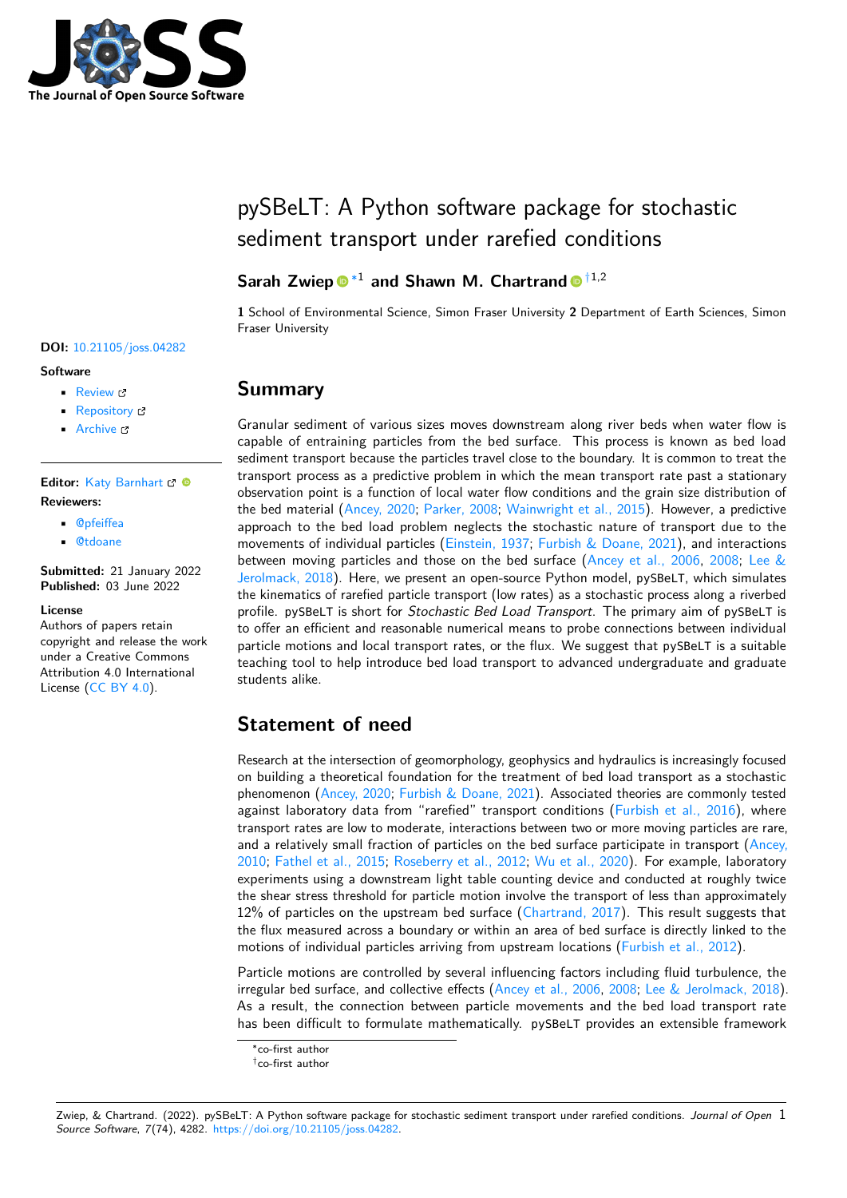# pySBeLT: A Python software package for stochastic sediment transport under rarefied conditions

**Sarah Zwiep**[*1] **and Shawn M. Chartrand**[†1,2]

**1** School of Environmental Science, Simon Fraser University **2** Department of Earth Sciences, Simon Fraser University

**DOI:** 10.21105/joss.04282

**Software**

- Review
- Repository
- Archive

**Editor:** Katy Barnhart

**Reviewers:**

- @pfeiffea
- @tdoane

**Submitted:** 21 January 2022
**Published:** 03 June 2022

**License**
Authors of papers retain copyright and release the work under a Creative Commons Attribution 4.0 International License (CC BY 4.0).

## Summary

Granular sediment of various sizes moves downstream along river beds when water flow is capable of entraining particles from the bed surface. This process is known as bed load sediment transport because the particles travel close to the boundary. It is common to treat the transport process as a predictive problem in which the mean transport rate past a stationary observation point is a function of local water flow conditions and the grain size distribution of the bed material (Ancey, 2020; Parker, 2008; Wainwright et al., 2015). However, a predictive approach to the bed load problem neglects the stochastic nature of transport due to the movements of individual particles (Einstein, 1937; Furbish & Doane, 2021), and interactions between moving particles and those on the bed surface (Ancey et al., 2006, 2008; Lee & Jerolmack, 2018). Here, we present an open-source Python model, pySBeLT, which simulates the kinematics of rarefied particle transport (low rates) as a stochastic process along a riverbed profile. pySBeLT is short for *Stochastic Bed Load Transport*. The primary aim of pySBeLT is to offer an efficient and reasonable numerical means to probe connections between individual particle motions and local transport rates, or the flux. We suggest that pySBeLT is a suitable teaching tool to help introduce bed load transport to advanced undergraduate and graduate students alike.

## Statement of need

Research at the intersection of geomorphology, geophysics and hydraulics is increasingly focused on building a theoretical foundation for the treatment of bed load transport as a stochastic phenomenon (Ancey, 2020; Furbish & Doane, 2021). Associated theories are commonly tested against laboratory data from "rarefied" transport conditions (Furbish et al., 2016), where transport rates are low to moderate, interactions between two or more moving particles are rare, and a relatively small fraction of particles on the bed surface participate in transport (Ancey, 2010; Fathel et al., 2015; Roseberry et al., 2012; Wu et al., 2020). For example, laboratory experiments using a downstream light table counting device and conducted at roughly twice the shear stress threshold for particle motion involve the transport of less than approximately 12% of particles on the upstream bed surface (Chartrand, 2017). This result suggests that the flux measured across a boundary or within an area of bed surface is directly linked to the motions of individual particles arriving from upstream locations (Furbish et al., 2012).

Particle motions are controlled by several influencing factors including fluid turbulence, the irregular bed surface, and collective effects (Ancey et al., 2006, 2008; Lee & Jerolmack, 2018). As a result, the connection between particle movements and the bed load transport rate has been difficult to formulate mathematically. pySBeLT provides an extensible framework

[*] co-first author
[†] co-first author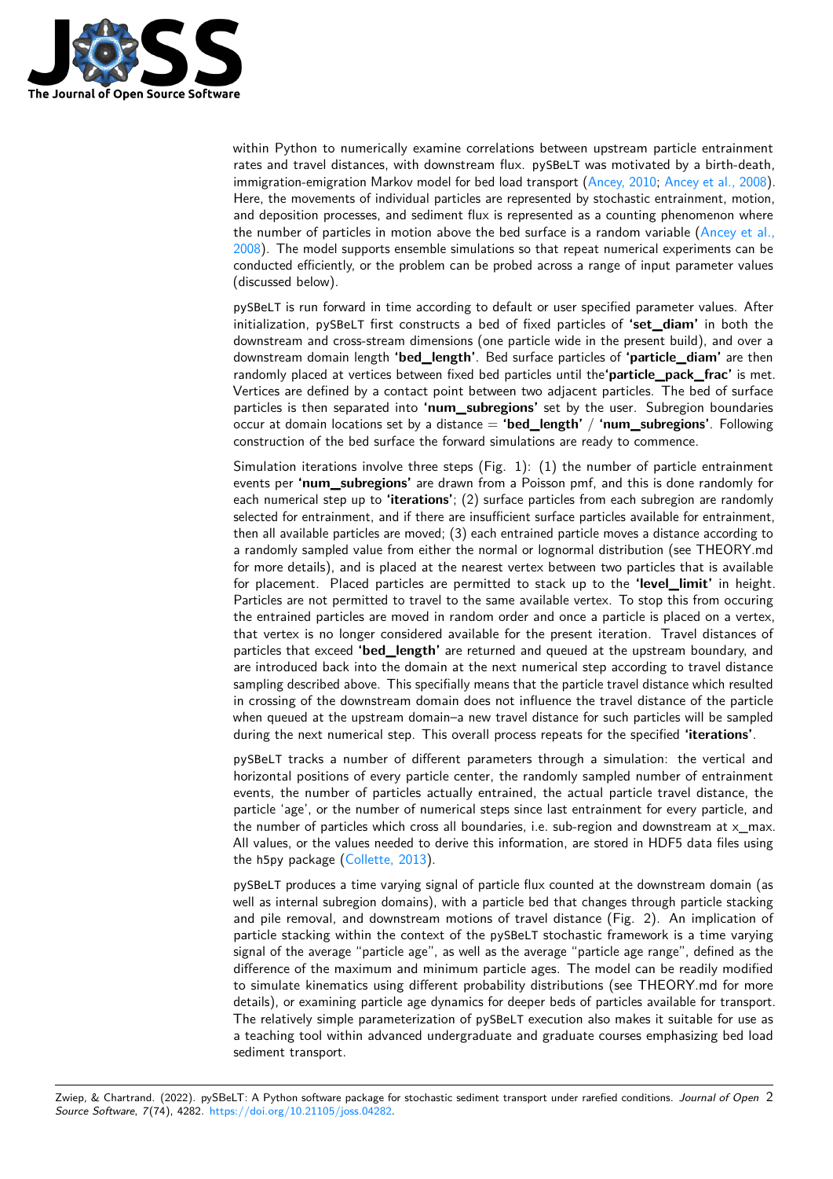within Python to numerically examine correlations between upstream particle entrainment rates and travel distances, with downstream flux. `pySBeLT` was motivated by a birth-death, immigration-emigration Markov model for bed load transport (Ancey, 2010; Ancey et al., 2008). Here, the movements of individual particles are represented by stochastic entrainment, motion, and deposition processes, and sediment flux is represented as a counting phenomenon where the number of particles in motion above the bed surface is a random variable (Ancey et al., 2008). The model supports ensemble simulations so that repeat numerical experiments can be conducted efficiently, or the problem can be probed across a range of input parameter values (discussed below).

`pySBeLT` is run forward in time according to default or user specified parameter values. After initialization, `pySBeLT` first constructs a bed of fixed particles of **'set_diam'** in both the downstream and cross-stream dimensions (one particle wide in the present build), and over a downstream domain length **'bed_length'**. Bed surface particles of **'particle_diam'** are then randomly placed at vertices between fixed bed particles until the**'particle_pack_frac'** is met. Vertices are defined by a contact point between two adjacent particles. The bed of surface particles is then separated into **'num_subregions'** set by the user. Subregion boundaries occur at domain locations set by a distance = **'bed_length'** / **'num_subregions'**. Following construction of the bed surface the forward simulations are ready to commence.

Simulation iterations involve three steps (Fig. 1): (1) the number of particle entrainment events per **'num_subregions'** are drawn from a Poisson pmf, and this is done randomly for each numerical step up to **'iterations'**; (2) surface particles from each subregion are randomly selected for entrainment, and if there are insufficient surface particles available for entrainment, then all available particles are moved; (3) each entrained particle moves a distance according to a randomly sampled value from either the normal or lognormal distribution (see THEORY.md for more details), and is placed at the nearest vertex between two particles that is available for placement. Placed particles are permitted to stack up to the **'level_limit'** in height. Particles are not permitted to travel to the same available vertex. To stop this from occuring the entrained particles are moved in random order and once a particle is placed on a vertex, that vertex is no longer considered available for the present iteration. Travel distances of particles that exceed **'bed_length'** are returned and queued at the upstream boundary, and are introduced back into the domain at the next numerical step according to travel distance sampling described above. This specifially means that the particle travel distance which resulted in crossing of the downstream domain does not influence the travel distance of the particle when queued at the upstream domain–a new travel distance for such particles will be sampled during the next numerical step. This overall process repeats for the specified **'iterations'**.

`pySBeLT` tracks a number of different parameters through a simulation: the vertical and horizontal positions of every particle center, the randomly sampled number of entrainment events, the number of particles actually entrained, the actual particle travel distance, the particle 'age', or the number of numerical steps since last entrainment for every particle, and the number of particles which cross all boundaries, i.e. sub-region and downstream at x_max. All values, or the values needed to derive this information, are stored in HDF5 data files using the `h5py` package (Collette, 2013).

`pySBeLT` produces a time varying signal of particle flux counted at the downstream domain (as well as internal subregion domains), with a particle bed that changes through particle stacking and pile removal, and downstream motions of travel distance (Fig. 2). An implication of particle stacking within the context of the `pySBeLT` stochastic framework is a time varying signal of the average "particle age", as well as the average "particle age range", defined as the difference of the maximum and minimum particle ages. The model can be readily modified to simulate kinematics using different probability distributions (see THEORY.md for more details), or examining particle age dynamics for deeper beds of particles available for transport. The relatively simple parameterization of `pySBeLT` execution also makes it suitable for use as a teaching tool within advanced undergraduate and graduate courses emphasizing bed load sediment transport.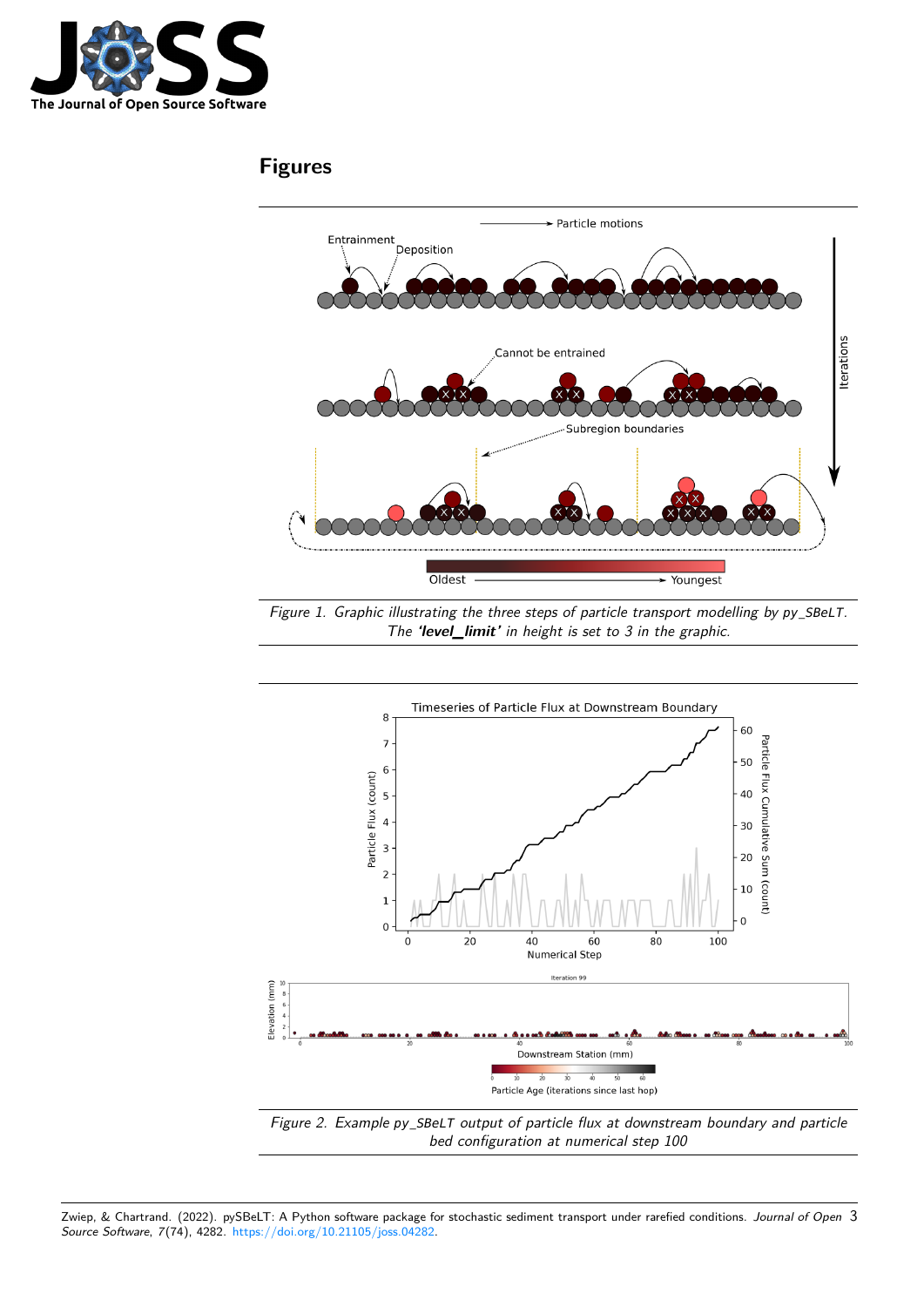# Figures

Figure 1. Graphic illustrating the three steps of particle transport modelling by py_SBeLT. The ***'level_limit'*** in height is set to 3 in the graphic.

Figure 2. Example py_SBeLT output of particle flux at downstream boundary and particle bed configuration at numerical step 100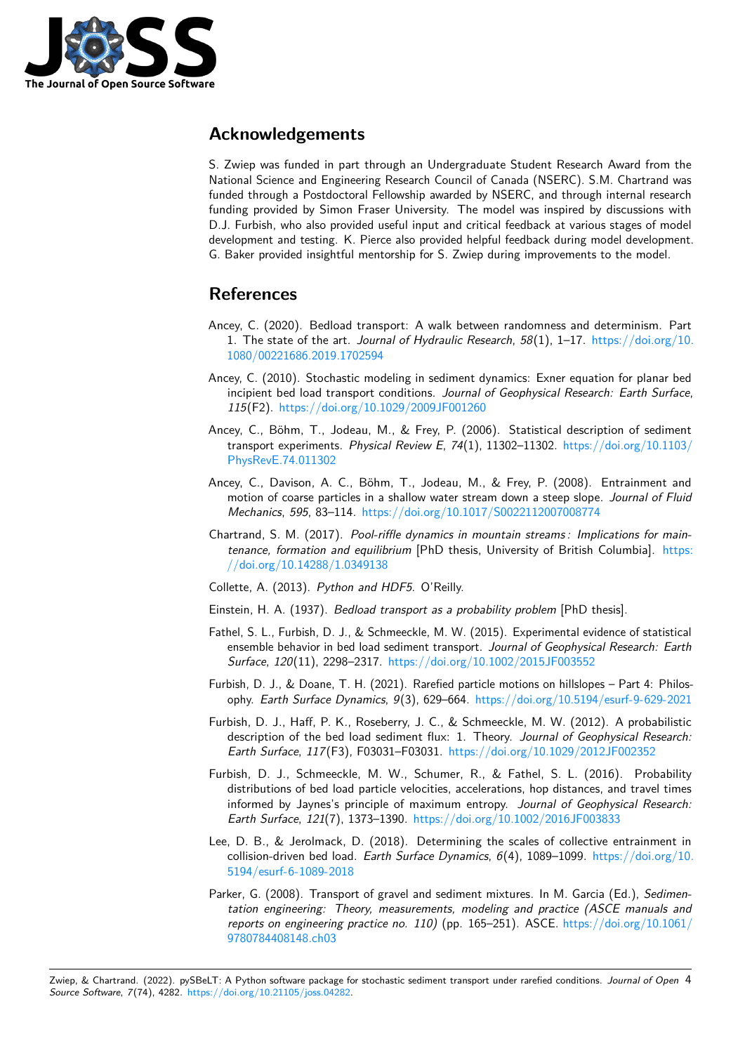## Acknowledgements

S. Zwiep was funded in part through an Undergraduate Student Research Award from the National Science and Engineering Research Council of Canada (NSERC). S.M. Chartrand was funded through a Postdoctoral Fellowship awarded by NSERC, and through internal research funding provided by Simon Fraser University. The model was inspired by discussions with D.J. Furbish, who also provided useful input and critical feedback at various stages of model development and testing. K. Pierce also provided helpful feedback during model development. G. Baker provided insightful mentorship for S. Zwiep during improvements to the model.

## References

Ancey, C. (2020). Bedload transport: A walk between randomness and determinism. Part 1. The state of the art. *Journal of Hydraulic Research*, *58*(1), 1–17. https://doi.org/10.1080/00221686.2019.1702594

Ancey, C. (2010). Stochastic modeling in sediment dynamics: Exner equation for planar bed incipient bed load transport conditions. *Journal of Geophysical Research: Earth Surface*, *115*(F2). https://doi.org/10.1029/2009JF001260

Ancey, C., Böhm, T., Jodeau, M., & Frey, P. (2006). Statistical description of sediment transport experiments. *Physical Review E*, *74*(1), 11302–11302. https://doi.org/10.1103/PhysRevE.74.011302

Ancey, C., Davison, A. C., Böhm, T., Jodeau, M., & Frey, P. (2008). Entrainment and motion of coarse particles in a shallow water stream down a steep slope. *Journal of Fluid Mechanics*, *595*, 83–114. https://doi.org/10.1017/S0022112007008774

Chartrand, S. M. (2017). *Pool-riffle dynamics in mountain streams : Implications for maintenance, formation and equilibrium* [PhD thesis, University of British Columbia]. https://doi.org/10.14288/1.0349138

Collette, A. (2013). *Python and HDF5*. O'Reilly.

Einstein, H. A. (1937). *Bedload transport as a probability problem* [PhD thesis].

Fathel, S. L., Furbish, D. J., & Schmeeckle, M. W. (2015). Experimental evidence of statistical ensemble behavior in bed load sediment transport. *Journal of Geophysical Research: Earth Surface*, *120*(11), 2298–2317. https://doi.org/10.1002/2015JF003552

Furbish, D. J., & Doane, T. H. (2021). Rarefied particle motions on hillslopes – Part 4: Philosophy. *Earth Surface Dynamics*, *9*(3), 629–664. https://doi.org/10.5194/esurf-9-629-2021

Furbish, D. J., Haff, P. K., Roseberry, J. C., & Schmeeckle, M. W. (2012). A probabilistic description of the bed load sediment flux: 1. Theory. *Journal of Geophysical Research: Earth Surface*, *117*(F3), F03031–F03031. https://doi.org/10.1029/2012JF002352

Furbish, D. J., Schmeeckle, M. W., Schumer, R., & Fathel, S. L. (2016). Probability distributions of bed load particle velocities, accelerations, hop distances, and travel times informed by Jaynes's principle of maximum entropy. *Journal of Geophysical Research: Earth Surface*, *121*(7), 1373–1390. https://doi.org/10.1002/2016JF003833

Lee, D. B., & Jerolmack, D. (2018). Determining the scales of collective entrainment in collision-driven bed load. *Earth Surface Dynamics*, *6*(4), 1089–1099. https://doi.org/10.5194/esurf-6-1089-2018

Parker, G. (2008). Transport of gravel and sediment mixtures. In M. Garcia (Ed.), *Sedimentation engineering: Theory, measurements, modeling and practice (ASCE manuals and reports on engineering practice no. 110)* (pp. 165–251). ASCE. https://doi.org/10.1061/9780784408148.ch03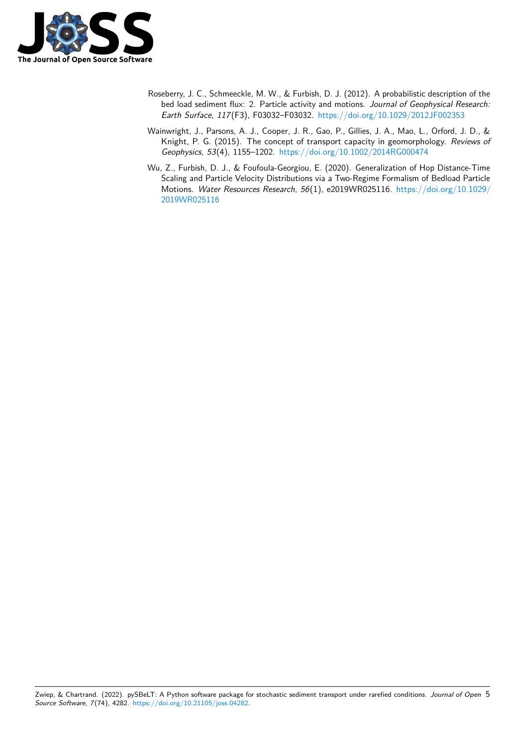Roseberry, J. C., Schmeeckle, M. W., & Furbish, D. J. (2012). A probabilistic description of the bed load sediment flux: 2. Particle activity and motions. *Journal of Geophysical Research: Earth Surface*, *117*(F3), F03032–F03032. https://doi.org/10.1029/2012JF002353

Wainwright, J., Parsons, A. J., Cooper, J. R., Gao, P., Gillies, J. A., Mao, L., Orford, J. D., & Knight, P. G. (2015). The concept of transport capacity in geomorphology. *Reviews of Geophysics*, *53*(4), 1155–1202. https://doi.org/10.1002/2014RG000474

Wu, Z., Furbish, D. J., & Foufoula-Georgiou, E. (2020). Generalization of Hop Distance-Time Scaling and Particle Velocity Distributions via a Two-Regime Formalism of Bedload Particle Motions. *Water Resources Research*, *56*(1), e2019WR025116. https://doi.org/10.1029/2019WR025116